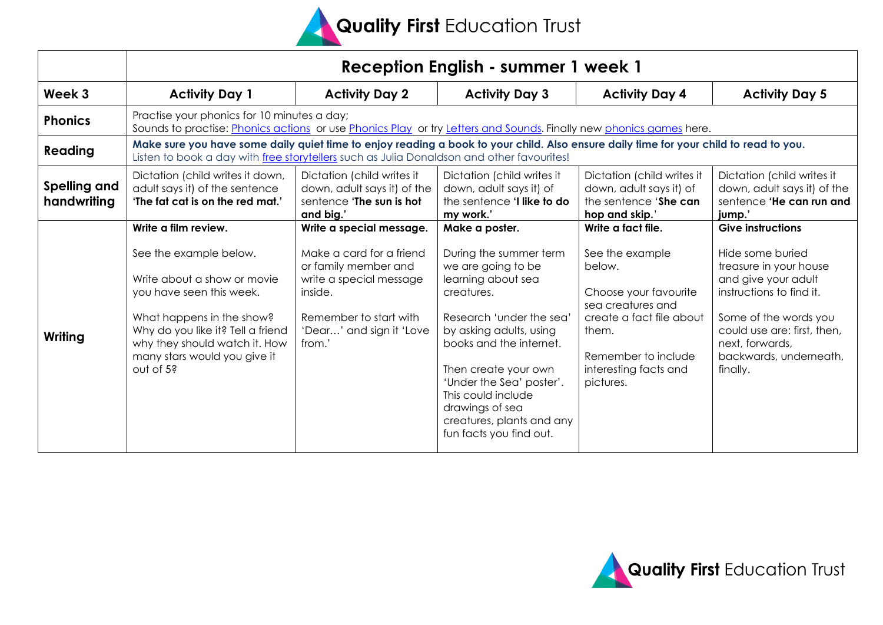# Quality First Education Trust

| | Reception English - summer 1 week 1 | | | | |
|---|---|---|---|---|---|
| **Week 3** | **Activity Day 1** | **Activity Day 2** | **Activity Day 3** | **Activity Day 4** | **Activity Day 5** |
| **Phonics** | Practise your phonics for 10 minutes a day; Sounds to practise: Phonics actions or use Phonics Play or try Letters and Sounds. Finally new phonics games here. | | | | |
| **Reading** | **Make sure you have some daily quiet time to enjoy reading a book to your child. Also ensure daily time for your child to read to you.** Listen to book a day with free storytellers such as Julia Donaldson and other favourites! | | | | |
| **Spelling and handwriting** | Dictation (child writes it down, adult says it) of the sentence **'The fat cat is on the red mat.'** | Dictation (child writes it down, adult says it) of the sentence **'The sun is hot and big.'** | Dictation (child writes it down, adult says it) of the sentence **'I like to do my work.'** | Dictation (child writes it down, adult says it) of the sentence '**She can hop and skip.**' | Dictation (child writes it down, adult says it) of the sentence **'He can run and jump.'** |
| **Writing** | **Write a film review.**<br><br>See the example below.<br><br>Write about a show or movie you have seen this week.<br><br>What happens in the show? Why do you like it? Tell a friend why they should watch it. How many stars would you give it out of 5? | **Write a special message.**<br><br>Make a card for a friend or family member and write a special message inside.<br><br>Remember to start with 'Dear…' and sign it 'Love from.' | **Make a poster.**<br><br>During the summer term we are going to be learning about sea creatures.<br><br>Research 'under the sea' by asking adults, using books and the internet.<br><br>Then create your own 'Under the Sea' poster'. This could include drawings of sea creatures, plants and any fun facts you find out. | **Write a fact file.**<br><br>See the example below.<br><br>Choose your favourite sea creatures and create a fact file about them.<br><br>Remember to include interesting facts and pictures. | **Give instructions**<br><br>Hide some buried treasure in your house and give your adult instructions to find it.<br><br>Some of the words you could use are: first, then, next, forwards, backwards, underneath, finally. |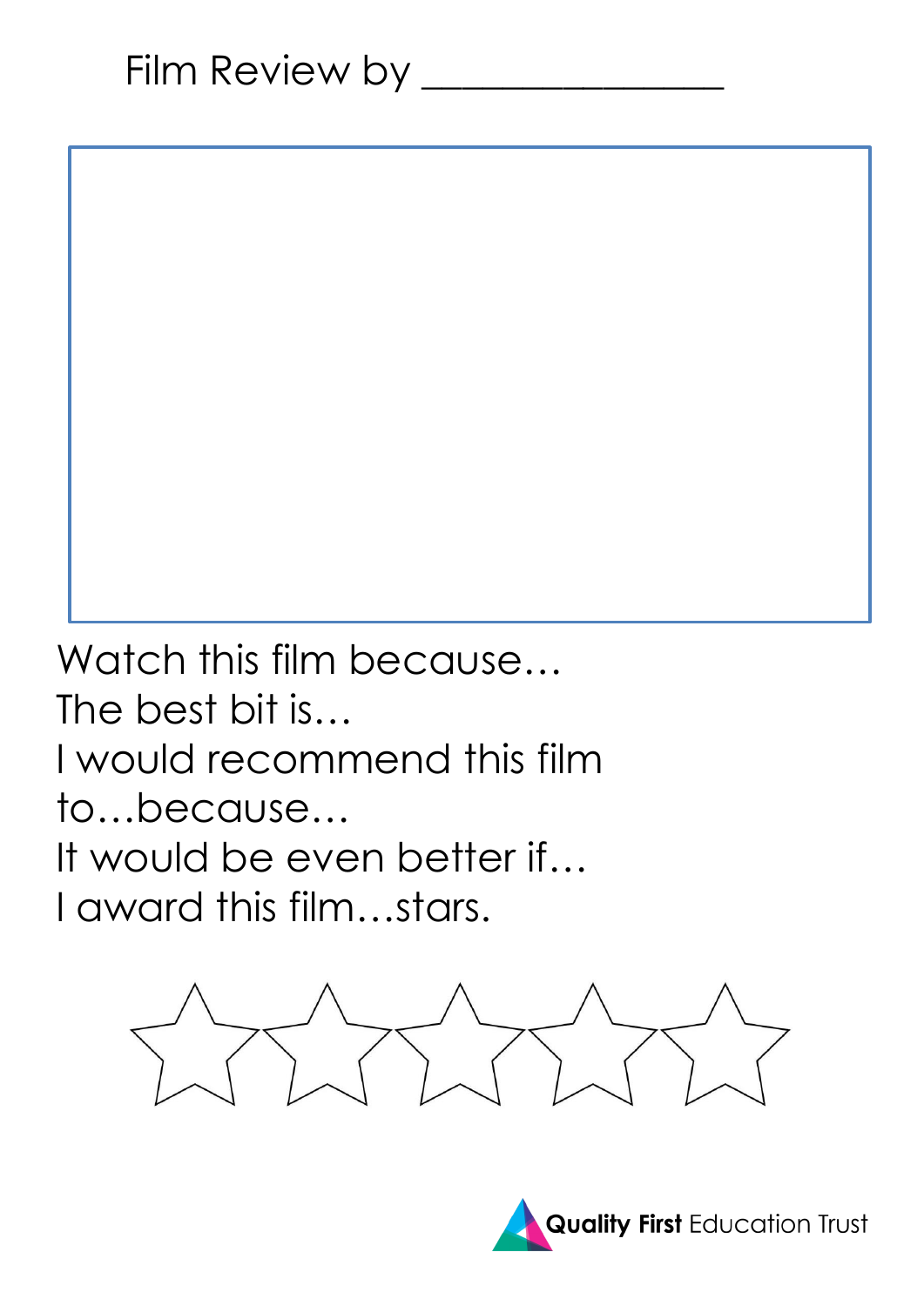Film Review by _______________

Watch this film because…

The best bit is…

I would recommend this film to…because…

It would be even better if…

I award this film…stars.

Quality First Education Trust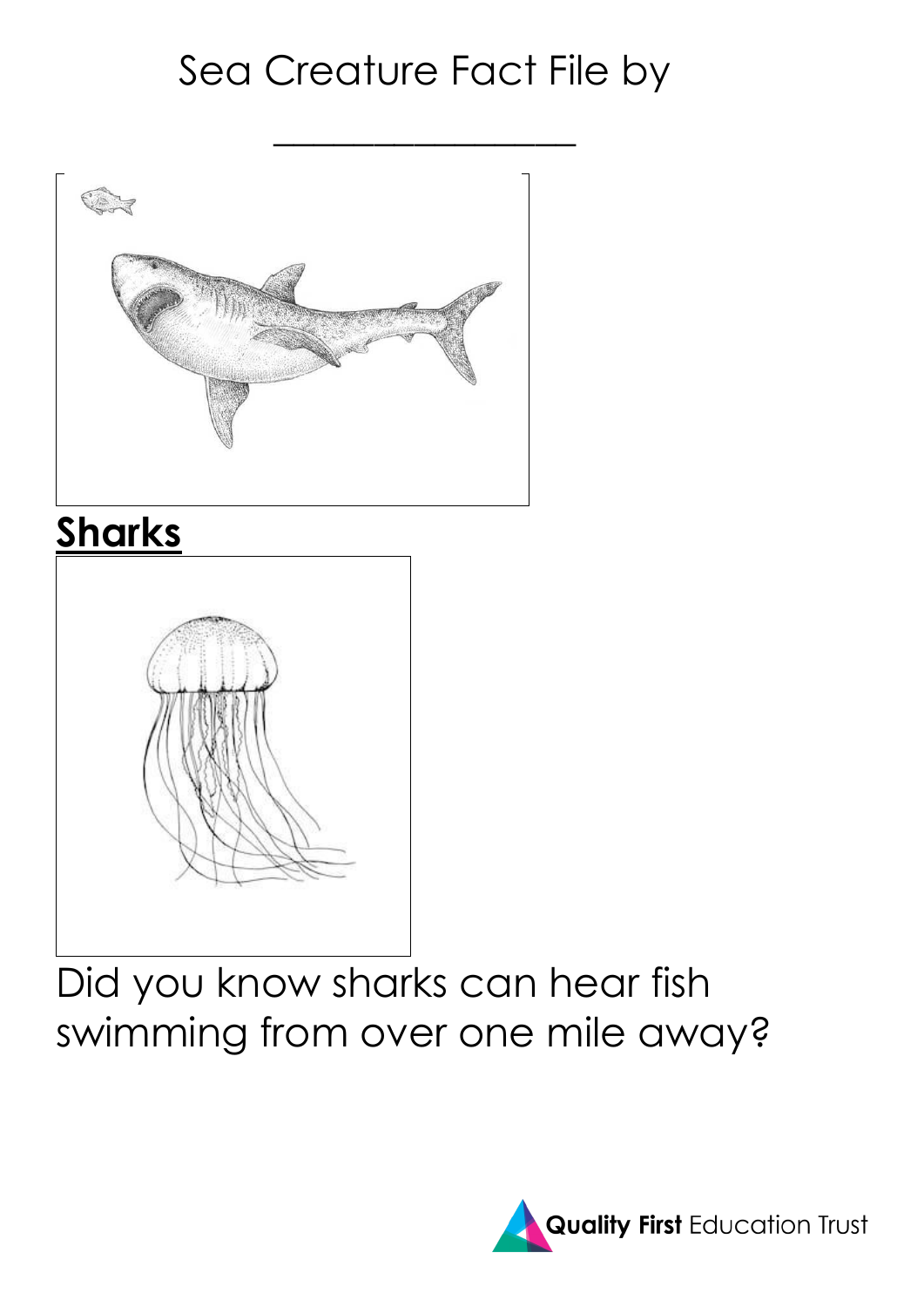Sea Creature Fact File by

_______________

**Sharks**

Did you know sharks can hear fish swimming from over one mile away?

**Quality First** Education Trust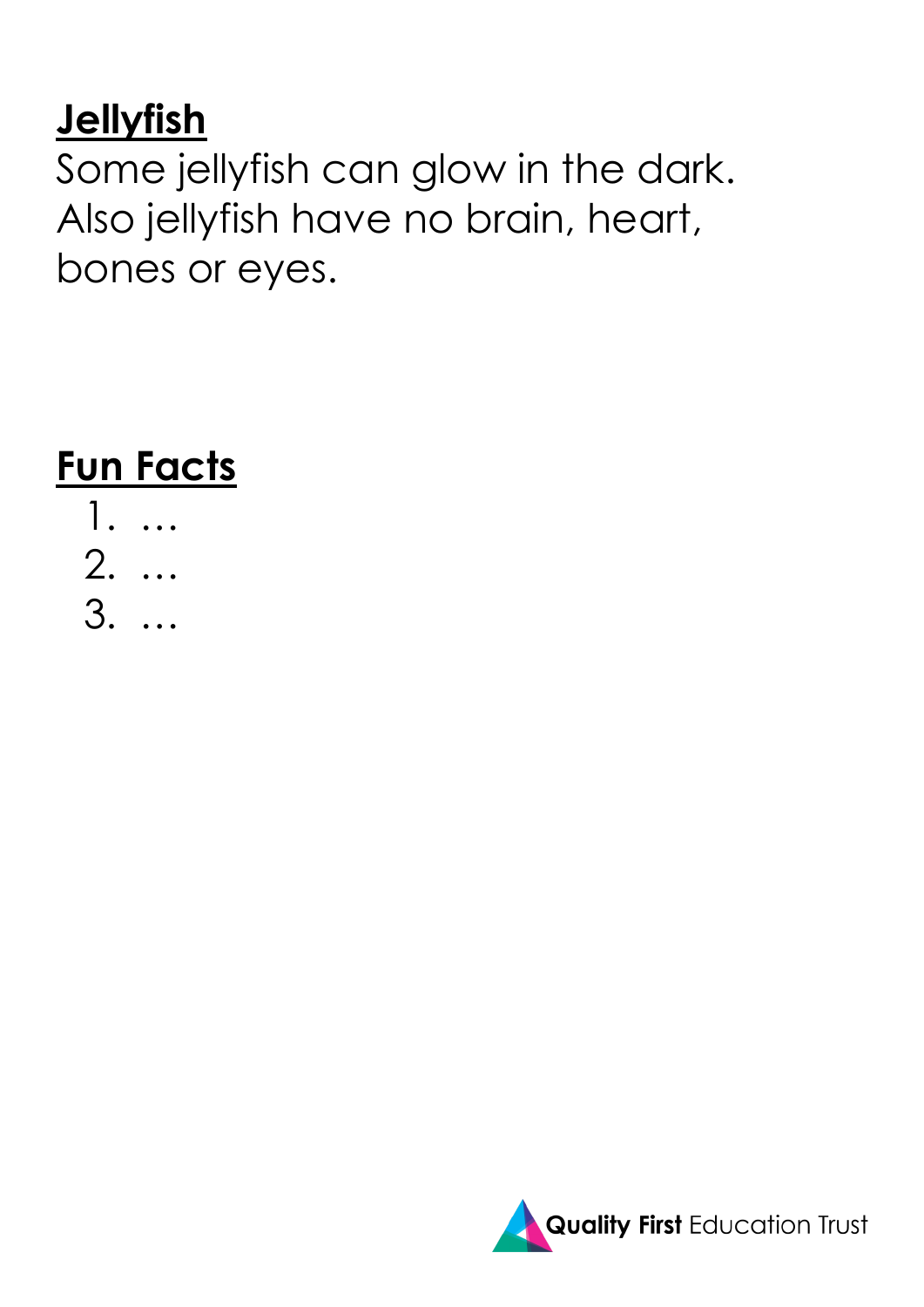**Jellyfish**

Some jellyfish can glow in the dark. Also jellyfish have no brain, heart, bones or eyes.

**Fun Facts**

1. …
2. …
3. …

**Quality First** Education Trust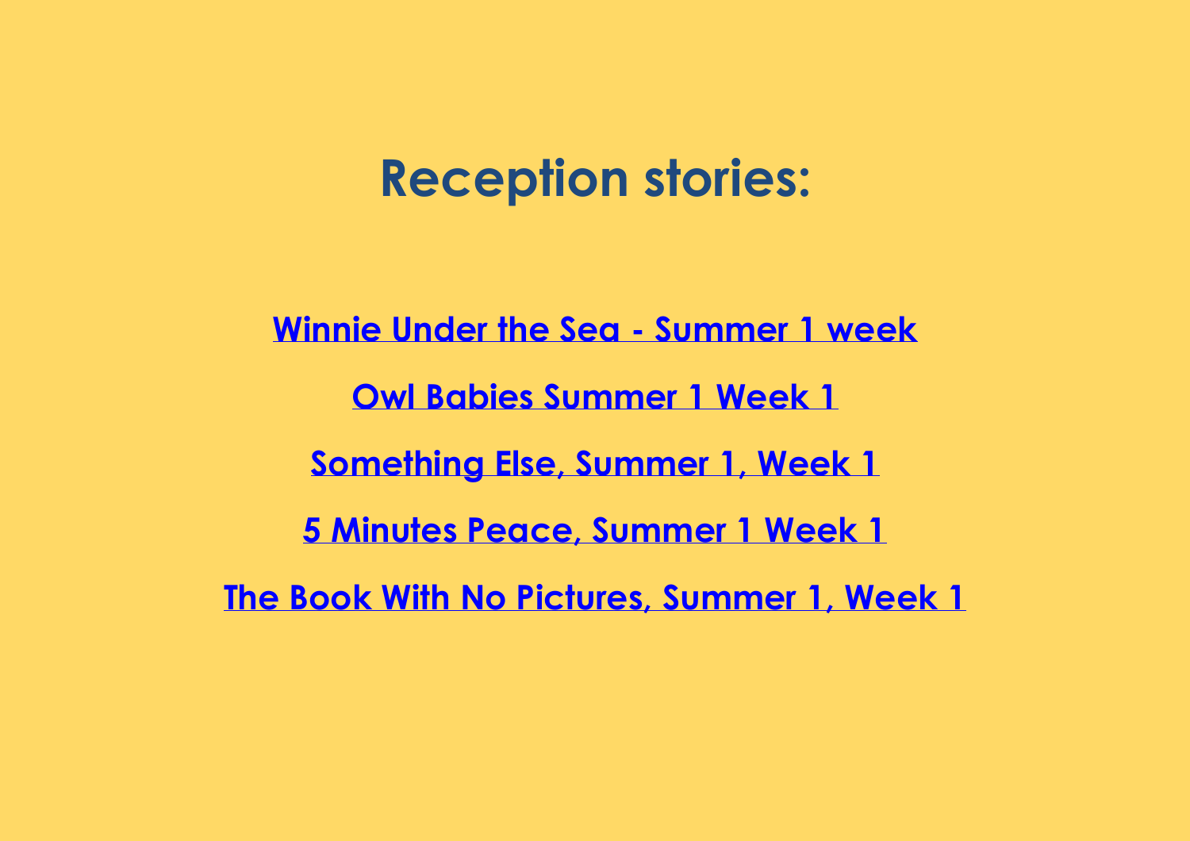# Reception stories:

Winnie Under the Sea - Summer 1 week

Owl Babies Summer 1 Week 1

Something Else, Summer 1, Week 1

5 Minutes Peace, Summer 1 Week 1

The Book With No Pictures, Summer 1, Week 1